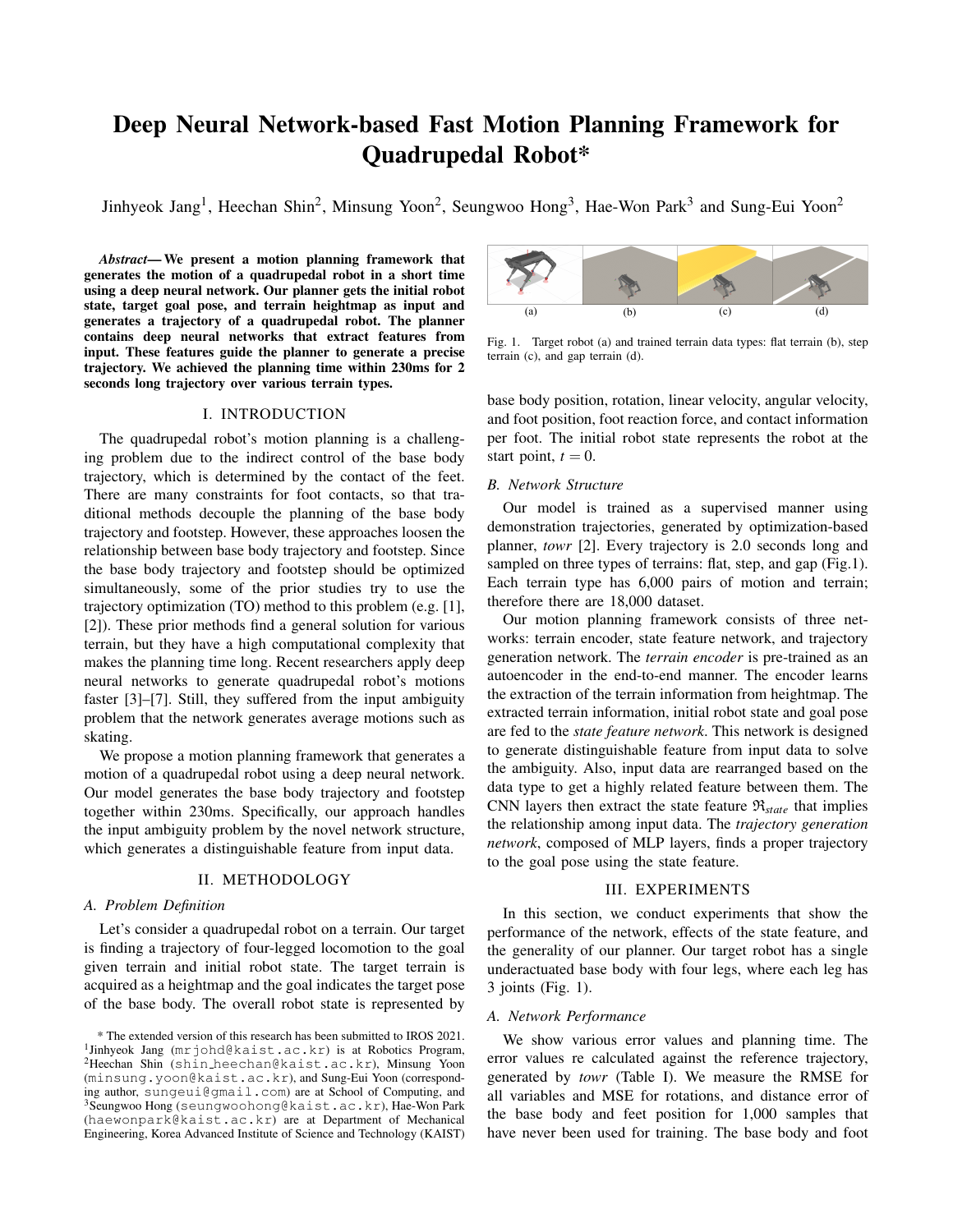# Deep Neural Network-based Fast Motion Planning Framework for Quadrupedal Robot*

Jinhyeok Jang[1], Heechan Shin[2], Minsung Yoon[2], Seungwoo Hong[3], Hae-Won Park[3] and Sung-Eui Yoon[2]

***Abstract*— We present a motion planning framework that generates the motion of a quadrupedal robot in a short time using a deep neural network. Our planner gets the initial robot state, target goal pose, and terrain heightmap as input and generates a trajectory of a quadrupedal robot. The planner contains deep neural networks that extract features from input. These features guide the planner to generate a precise trajectory. We achieved the planning time within 230ms for 2 seconds long trajectory over various terrain types.**

## I. INTRODUCTION

The quadrupedal robot's motion planning is a challenging problem due to the indirect control of the base body trajectory, which is determined by the contact of the feet. There are many constraints for foot contacts, so that traditional methods decouple the planning of the base body trajectory and footstep. However, these approaches loosen the relationship between base body trajectory and footstep. Since the base body trajectory and footstep should be optimized simultaneously, some of the prior studies try to use the trajectory optimization (TO) method to this problem (e.g. [1], [2]). These prior methods find a general solution for various terrain, but they have a high computational complexity that makes the planning time long. Recent researchers apply deep neural networks to generate quadrupedal robot's motions faster [3]–[7]. Still, they suffered from the input ambiguity problem that the network generates average motions such as skating.

We propose a motion planning framework that generates a motion of a quadrupedal robot using a deep neural network. Our model generates the base body trajectory and footstep together within 230ms. Specifically, our approach handles the input ambiguity problem by the novel network structure, which generates a distinguishable feature from input data.

## II. METHODOLOGY

### A. Problem Definition

Let's consider a quadrupedal robot on a terrain. Our target is finding a trajectory of four-legged locomotion to the goal given terrain and initial robot state. The target terrain is acquired as a heightmap and the goal indicates the target pose of the base body. The overall robot state is represented by base body position, rotation, linear velocity, angular velocity, and foot position, foot reaction force, and contact information per foot. The initial robot state represents the robot at the start point, $t = 0$.

Fig. 1. Target robot (a) and trained terrain data types: flat terrain (b), step terrain (c), and gap terrain (d).

### B. Network Structure

Our model is trained as a supervised manner using demonstration trajectories, generated by optimization-based planner, *towr* [2]. Every trajectory is 2.0 seconds long and sampled on three types of terrains: flat, step, and gap (Fig.1). Each terrain type has 6,000 pairs of motion and terrain; therefore there are 18,000 dataset.

Our motion planning framework consists of three networks: terrain encoder, state feature network, and trajectory generation network. The *terrain encoder* is pre-trained as an autoencoder in the end-to-end manner. The encoder learns the extraction of the terrain information from heightmap. The extracted terrain information, initial robot state and goal pose are fed to the *state feature network*. This network is designed to generate distinguishable feature from input data to solve the ambiguity. Also, input data are rearranged based on the data type to get a highly related feature between them. The CNN layers then extract the state feature $\mathfrak{R}_{state}$ that implies the relationship among input data. The *trajectory generation network*, composed of MLP layers, finds a proper trajectory to the goal pose using the state feature.

## III. EXPERIMENTS

In this section, we conduct experiments that show the performance of the network, effects of the state feature, and the generality of our planner. Our target robot has a single underactuated base body with four legs, where each leg has 3 joints (Fig. 1).

### A. Network Performance

We show various error values and planning time. The error values re calculated against the reference trajectory, generated by *towr* (Table I). We measure the RMSE for all variables and MSE for rotations, and distance error of the base body and feet position for 1,000 samples that have never been used for training. The base body and foot

---

* The extended version of this research has been submitted to IROS 2021.
[1]Jinhyeok Jang (mrjohd@kaist.ac.kr) is at Robotics Program, [2]Heechan Shin (shin_heechan@kaist.ac.kr), Minsung Yoon (minsung.yoon@kaist.ac.kr), and Sung-Eui Yoon (corresponding author, sungeui@gmail.com) are at School of Computing, and [3]Seungwoo Hong (seungwoohong@kaist.ac.kr), Hae-Won Park (haewonpark@kaist.ac.kr) are at Department of Mechanical Engineering, Korea Advanced Institute of Science and Technology (KAIST)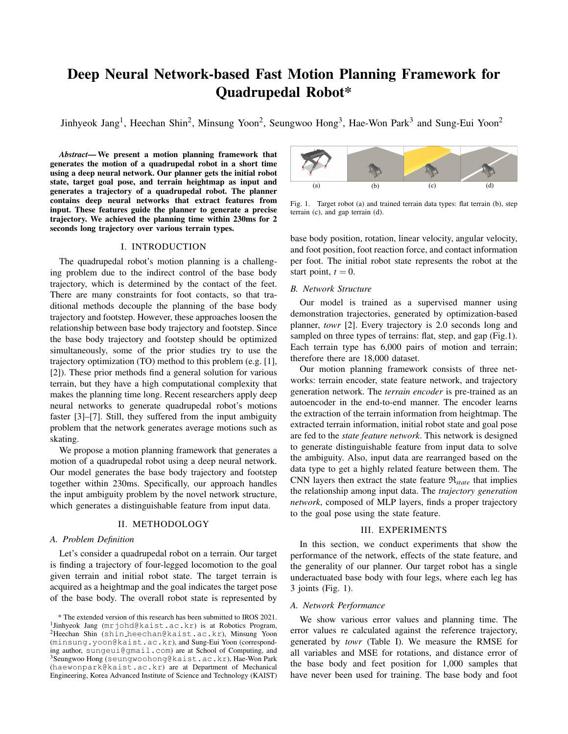# Deep Neural Network-based Fast Motion Planning Framework for Quadrupedal Robot*

Jinhyeok Jang[1], Heechan Shin[2], Minsung Yoon[2], Seungwoo Hong[3], Hae-Won Park[3] and Sung-Eui Yoon[2]

***Abstract*— We present a motion planning framework that generates the motion of a quadrupedal robot in a short time using a deep neural network. Our planner gets the initial robot state, target goal pose, and terrain heightmap as input and generates a trajectory of a quadrupedal robot. The planner contains deep neural networks that extract features from input. These features guide the planner to generate a precise trajectory. We achieved the planning time within 230ms for 2 seconds long trajectory over various terrain types.**

## I. INTRODUCTION

The quadrupedal robot's motion planning is a challenging problem due to the indirect control of the base body trajectory, which is determined by the contact of the feet. There are many constraints for foot contacts, so that traditional methods decouple the planning of the base body trajectory and footstep. However, these approaches loosen the relationship between base body trajectory and footstep. Since the base body trajectory and footstep should be optimized simultaneously, some of the prior studies try to use the trajectory optimization (TO) method to this problem (e.g. [1], [2]). These prior methods find a general solution for various terrain, but they have a high computational complexity that makes the planning time long. Recent researchers apply deep neural networks to generate quadrupedal robot's motions faster [3]–[7]. Still, they suffered from the input ambiguity problem that the network generates average motions such as skating.

We propose a motion planning framework that generates a motion of a quadrupedal robot using a deep neural network. Our model generates the base body trajectory and footstep together within 230ms. Specifically, our approach handles the input ambiguity problem by the novel network structure, which generates a distinguishable feature from input data.

## II. METHODOLOGY

### A. Problem Definition

Let's consider a quadrupedal robot on a terrain. Our target is finding a trajectory of four-legged locomotion to the goal given terrain and initial robot state. The target terrain is acquired as a heightmap and the goal indicates the target pose of the base body. The overall robot state is represented by base body position, rotation, linear velocity, angular velocity, and foot position, foot reaction force, and contact information per foot. The initial robot state represents the robot at the start point, $t = 0$.

(a) (b) (c) (d)

Fig. 1. Target robot (a) and trained terrain data types: flat terrain (b), step terrain (c), and gap terrain (d).

### B. Network Structure

Our model is trained as a supervised manner using demonstration trajectories, generated by optimization-based planner, *towr* [2]. Every trajectory is 2.0 seconds long and sampled on three types of terrains: flat, step, and gap (Fig.1). Each terrain type has 6,000 pairs of motion and terrain; therefore there are 18,000 dataset.

Our motion planning framework consists of three networks: terrain encoder, state feature network, and trajectory generation network. The *terrain encoder* is pre-trained as an autoencoder in the end-to-end manner. The encoder learns the extraction of the terrain information from heightmap. The extracted terrain information, initial robot state and goal pose are fed to the *state feature network*. This network is designed to generate distinguishable feature from input data to solve the ambiguity. Also, input data are rearranged based on the data type to get a highly related feature between them. The CNN layers then extract the state feature $\mathfrak{R}_{state}$ that implies the relationship among input data. The *trajectory generation network*, composed of MLP layers, finds a proper trajectory to the goal pose using the state feature.

## III. EXPERIMENTS

In this section, we conduct experiments that show the performance of the network, effects of the state feature, and the generality of our planner. Our target robot has a single underactuated base body with four legs, where each leg has 3 joints (Fig. 1).

### A. Network Performance

We show various error values and planning time. The error values re calculated against the reference trajectory, generated by *towr* (Table I). We measure the RMSE for all variables and MSE for rotations, and distance error of the base body and feet position for 1,000 samples that have never been used for training. The base body and foot

\* The extended version of this research has been submitted to IROS 2021.
[1]Jinhyeok Jang (mrjohd@kaist.ac.kr) is at Robotics Program, [2]Heechan Shin (shin_heechan@kaist.ac.kr), Minsung Yoon (minsung.yoon@kaist.ac.kr), and Sung-Eui Yoon (corresponding author, sungeui@gmail.com) are at School of Computing, and [3]Seungwoo Hong (seungwoohong@kaist.ac.kr), Hae-Won Park (haewonpark@kaist.ac.kr) are at Department of Mechanical Engineering, Korea Advanced Institute of Science and Technology (KAIST)